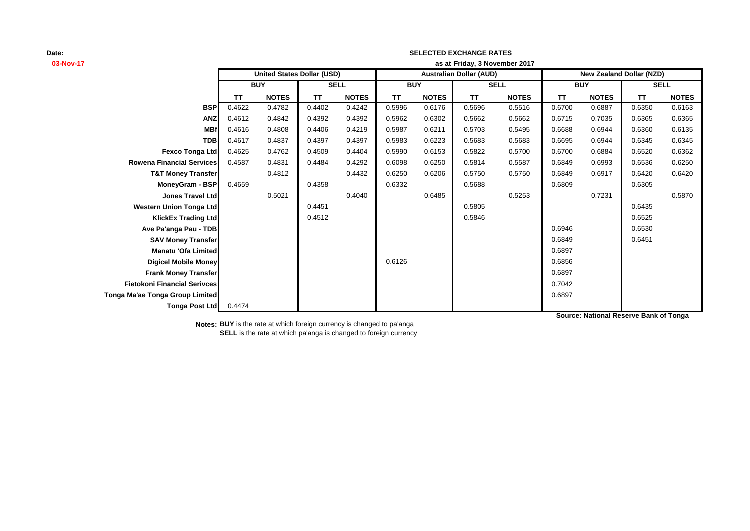**Date:**
**03-Nov-17**

**SELECTED EXCHANGE RATES**
**as at Friday, 3 November 2017**

| | United States Dollar (USD) | | | | Australian Dollar (AUD) | | | | New Zealand Dollar (NZD) | | | |
|---|---|---|---|---|---|---|---|---|---|---|---|---|
| | BUY | | SELL | | BUY | | SELL | | BUY | | SELL | |
| | TT | NOTES | TT | NOTES | TT | NOTES | TT | NOTES | TT | NOTES | TT | NOTES |
| **BSP** | 0.4622 | 0.4782 | 0.4402 | 0.4242 | 0.5996 | 0.6176 | 0.5696 | 0.5516 | 0.6700 | 0.6887 | 0.6350 | 0.6163 |
| **ANZ** | 0.4612 | 0.4842 | 0.4392 | 0.4392 | 0.5962 | 0.6302 | 0.5662 | 0.5662 | 0.6715 | 0.7035 | 0.6365 | 0.6365 |
| **MBf** | 0.4616 | 0.4808 | 0.4406 | 0.4219 | 0.5987 | 0.6211 | 0.5703 | 0.5495 | 0.6688 | 0.6944 | 0.6360 | 0.6135 |
| **TDB** | 0.4617 | 0.4837 | 0.4397 | 0.4397 | 0.5983 | 0.6223 | 0.5683 | 0.5683 | 0.6695 | 0.6944 | 0.6345 | 0.6345 |
| **Fexco Tonga Ltd** | 0.4625 | 0.4762 | 0.4509 | 0.4404 | 0.5990 | 0.6153 | 0.5822 | 0.5700 | 0.6700 | 0.6884 | 0.6520 | 0.6362 |
| **Rowena Financial Services** | 0.4587 | 0.4831 | 0.4484 | 0.4292 | 0.6098 | 0.6250 | 0.5814 | 0.5587 | 0.6849 | 0.6993 | 0.6536 | 0.6250 |
| **T&T Money Transfer** | | 0.4812 | | 0.4432 | 0.6250 | 0.6206 | 0.5750 | 0.5750 | 0.6849 | 0.6917 | 0.6420 | 0.6420 |
| **MoneyGram - BSP** | 0.4659 | | 0.4358 | | 0.6332 | | 0.5688 | | 0.6809 | | 0.6305 | |
| **Jones Travel Ltd** | | 0.5021 | | 0.4040 | | 0.6485 | | 0.5253 | | 0.7231 | | 0.5870 |
| **Western Union Tonga Ltd** | | | 0.4451 | | | | 0.5805 | | | | 0.6435 | |
| **KlickEx Trading Ltd** | | | 0.4512 | | | | 0.5846 | | | | 0.6525 | |
| **Ave Pa'anga Pau - TDB** | | | | | | | | | 0.6946 | | 0.6530 | |
| **SAV Money Transfer** | | | | | | | | | 0.6849 | | 0.6451 | |
| **Manatu 'Ofa Limited** | | | | | | | | | 0.6897 | | | |
| **Digicel Mobile Money** | | | | | 0.6126 | | | | 0.6856 | | | |
| **Frank Money Transfer** | | | | | | | | | 0.6897 | | | |
| **Fietokoni Financial Serivces** | | | | | | | | | 0.7042 | | | |
| **Tonga Ma'ae Tonga Group Limited** | | | | | | | | | 0.6897 | | | |
| **Tonga Post Ltd** | 0.4474 | | | | | | | | | | | |

**Source: National Reserve Bank of Tonga**

**Notes:** **BUY** is the rate at which foreign currency is changed to pa'anga
**SELL** is the rate at which pa'anga is changed to foreign currency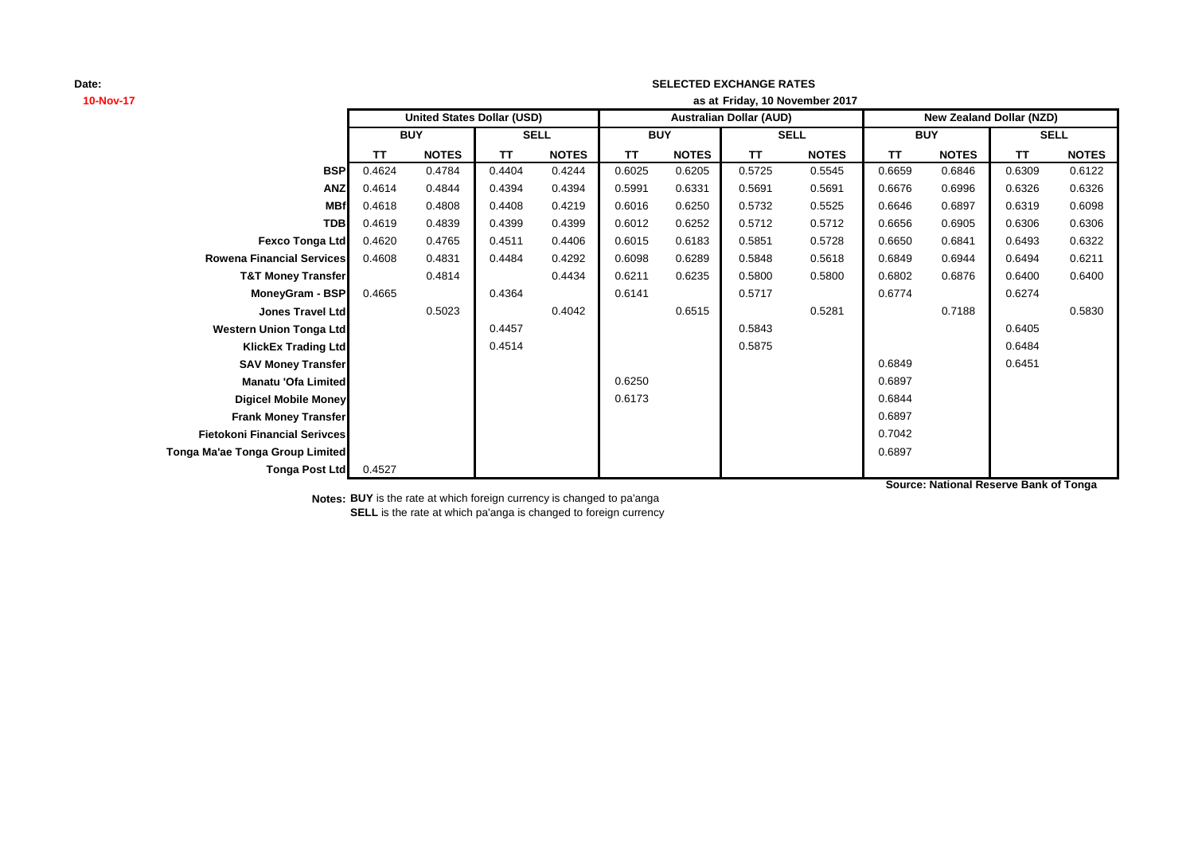Date:
10-Nov-17

**SELECTED EXCHANGE RATES**

**as at Friday, 10 November 2017**

| | United States Dollar (USD) | | | | Australian Dollar (AUD) | | | | New Zealand Dollar (NZD) | | | |
|---|---|---|---|---|---|---|---|---|---|---|---|---|
| | BUY | | SELL | | BUY | | SELL | | BUY | | SELL | |
| | TT | NOTES | TT | NOTES | TT | NOTES | TT | NOTES | TT | NOTES | TT | NOTES |
| **BSP** | 0.4624 | 0.4784 | 0.4404 | 0.4244 | 0.6025 | 0.6205 | 0.5725 | 0.5545 | 0.6659 | 0.6846 | 0.6309 | 0.6122 |
| **ANZ** | 0.4614 | 0.4844 | 0.4394 | 0.4394 | 0.5991 | 0.6331 | 0.5691 | 0.5691 | 0.6676 | 0.6996 | 0.6326 | 0.6326 |
| **MBf** | 0.4618 | 0.4808 | 0.4408 | 0.4219 | 0.6016 | 0.6250 | 0.5732 | 0.5525 | 0.6646 | 0.6897 | 0.6319 | 0.6098 |
| **TDB** | 0.4619 | 0.4839 | 0.4399 | 0.4399 | 0.6012 | 0.6252 | 0.5712 | 0.5712 | 0.6656 | 0.6905 | 0.6306 | 0.6306 |
| **Fexco Tonga Ltd** | 0.4620 | 0.4765 | 0.4511 | 0.4406 | 0.6015 | 0.6183 | 0.5851 | 0.5728 | 0.6650 | 0.6841 | 0.6493 | 0.6322 |
| **Rowena Financial Services** | 0.4608 | 0.4831 | 0.4484 | 0.4292 | 0.6098 | 0.6289 | 0.5848 | 0.5618 | 0.6849 | 0.6944 | 0.6494 | 0.6211 |
| **T&T Money Transfer** | | 0.4814 | | 0.4434 | 0.6211 | 0.6235 | 0.5800 | 0.5800 | 0.6802 | 0.6876 | 0.6400 | 0.6400 |
| **MoneyGram - BSP** | 0.4665 | | 0.4364 | | 0.6141 | | 0.5717 | | 0.6774 | | 0.6274 | |
| **Jones Travel Ltd** | | 0.5023 | | 0.4042 | | 0.6515 | | 0.5281 | | 0.7188 | | 0.5830 |
| **Western Union Tonga Ltd** | | | 0.4457 | | | | 0.5843 | | | | 0.6405 | |
| **KlickEx Trading Ltd** | | | 0.4514 | | | | 0.5875 | | | | 0.6484 | |
| **SAV Money Transfer** | | | | | | | | | 0.6849 | | 0.6451 | |
| **Manatu 'Ofa Limited** | | | | | 0.6250 | | | | 0.6897 | | | |
| **Digicel Mobile Money** | | | | | 0.6173 | | | | 0.6844 | | | |
| **Frank Money Transfer** | | | | | | | | | 0.6897 | | | |
| **Fietokoni Financial Serivces** | | | | | | | | | 0.7042 | | | |
| **Tonga Ma'ae Tonga Group Limited** | | | | | | | | | 0.6897 | | | |
| **Tonga Post Ltd** | 0.4527 | | | | | | | | | | | |

**Source: National Reserve Bank of Tonga**

**Notes: BUY** is the rate at which foreign currency is changed to pa'anga
**SELL** is the rate at which pa'anga is changed to foreign currency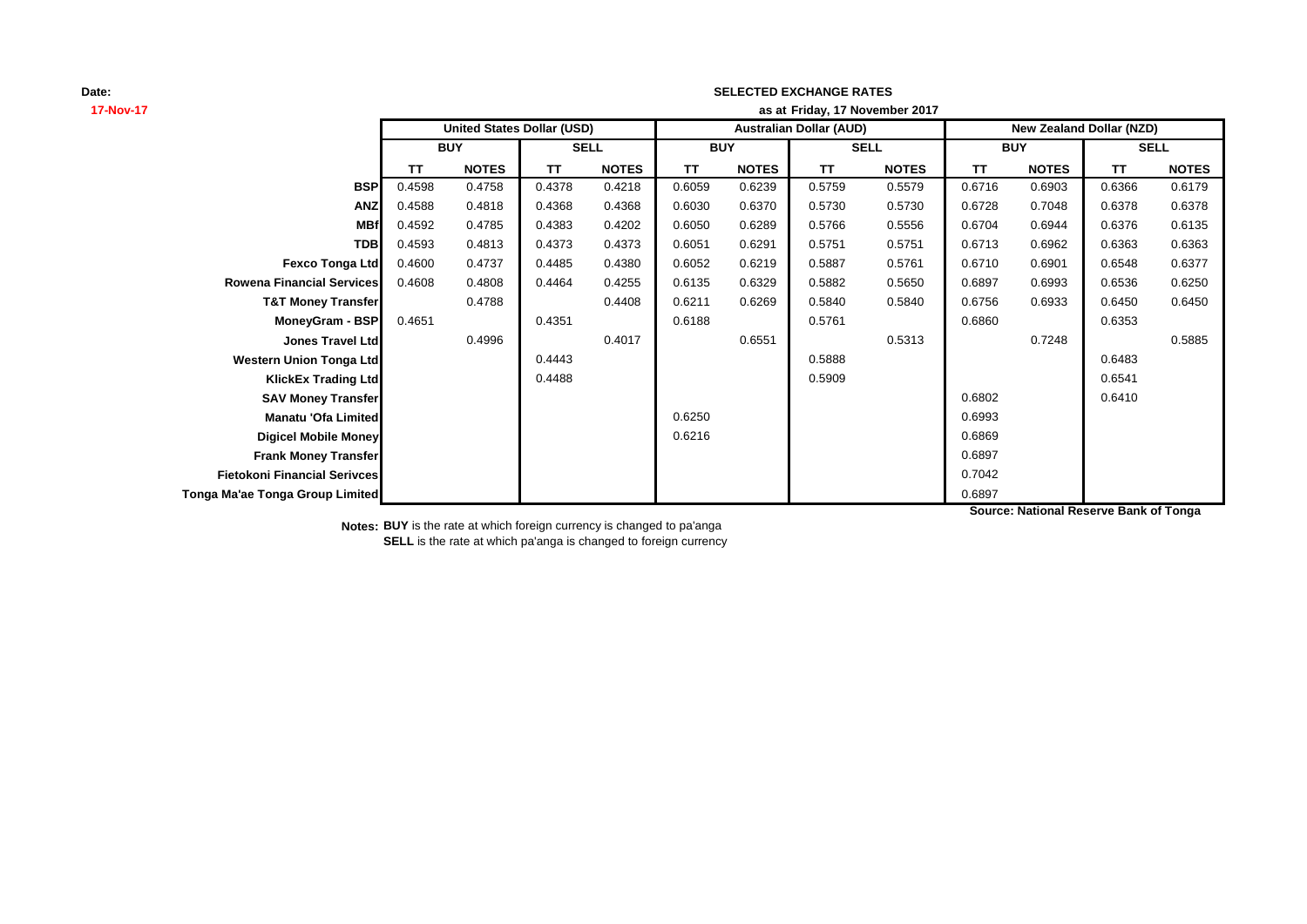**Date:**
**17-Nov-17**

**SELECTED EXCHANGE RATES**
**as at Friday, 17 November 2017**

| | United States Dollar (USD) | | | | Australian Dollar (AUD) | | | | New Zealand Dollar (NZD) | | | |
|---|---|---|---|---|---|---|---|---|---|---|---|---|
| | BUY | | SELL | | BUY | | SELL | | BUY | | SELL | |
| | TT | NOTES | TT | NOTES | TT | NOTES | TT | NOTES | TT | NOTES | TT | NOTES |
| **BSP** | 0.4598 | 0.4758 | 0.4378 | 0.4218 | 0.6059 | 0.6239 | 0.5759 | 0.5579 | 0.6716 | 0.6903 | 0.6366 | 0.6179 |
| **ANZ** | 0.4588 | 0.4818 | 0.4368 | 0.4368 | 0.6030 | 0.6370 | 0.5730 | 0.5730 | 0.6728 | 0.7048 | 0.6378 | 0.6378 |
| **MBf** | 0.4592 | 0.4785 | 0.4383 | 0.4202 | 0.6050 | 0.6289 | 0.5766 | 0.5556 | 0.6704 | 0.6944 | 0.6376 | 0.6135 |
| **TDB** | 0.4593 | 0.4813 | 0.4373 | 0.4373 | 0.6051 | 0.6291 | 0.5751 | 0.5751 | 0.6713 | 0.6962 | 0.6363 | 0.6363 |
| **Fexco Tonga Ltd** | 0.4600 | 0.4737 | 0.4485 | 0.4380 | 0.6052 | 0.6219 | 0.5887 | 0.5761 | 0.6710 | 0.6901 | 0.6548 | 0.6377 |
| **Rowena Financial Services** | 0.4608 | 0.4808 | 0.4464 | 0.4255 | 0.6135 | 0.6329 | 0.5882 | 0.5650 | 0.6897 | 0.6993 | 0.6536 | 0.6250 |
| **T&T Money Transfer** | | 0.4788 | | 0.4408 | 0.6211 | 0.6269 | 0.5840 | 0.5840 | 0.6756 | 0.6933 | 0.6450 | 0.6450 |
| **MoneyGram - BSP** | 0.4651 | | 0.4351 | | 0.6188 | | 0.5761 | | 0.6860 | | 0.6353 | |
| **Jones Travel Ltd** | | 0.4996 | | 0.4017 | | 0.6551 | | 0.5313 | | 0.7248 | | 0.5885 |
| **Western Union Tonga Ltd** | | | 0.4443 | | | | 0.5888 | | | | 0.6483 | |
| **KlickEx Trading Ltd** | | | 0.4488 | | | | 0.5909 | | | | 0.6541 | |
| **SAV Money Transfer** | | | | | | | | | 0.6802 | | 0.6410 | |
| **Manatu 'Ofa Limited** | | | | | 0.6250 | | | | 0.6993 | | | |
| **Digicel Mobile Money** | | | | | 0.6216 | | | | 0.6869 | | | |
| **Frank Money Transfer** | | | | | | | | | 0.6897 | | | |
| **Fietokoni Financial Serivces** | | | | | | | | | 0.7042 | | | |
| **Tonga Ma'ae Tonga Group Limited** | | | | | | | | | 0.6897 | | | |

**Source: National Reserve Bank of Tonga**

**Notes: BUY** is the rate at which foreign currency is changed to pa'anga
**SELL** is the rate at which pa'anga is changed to foreign currency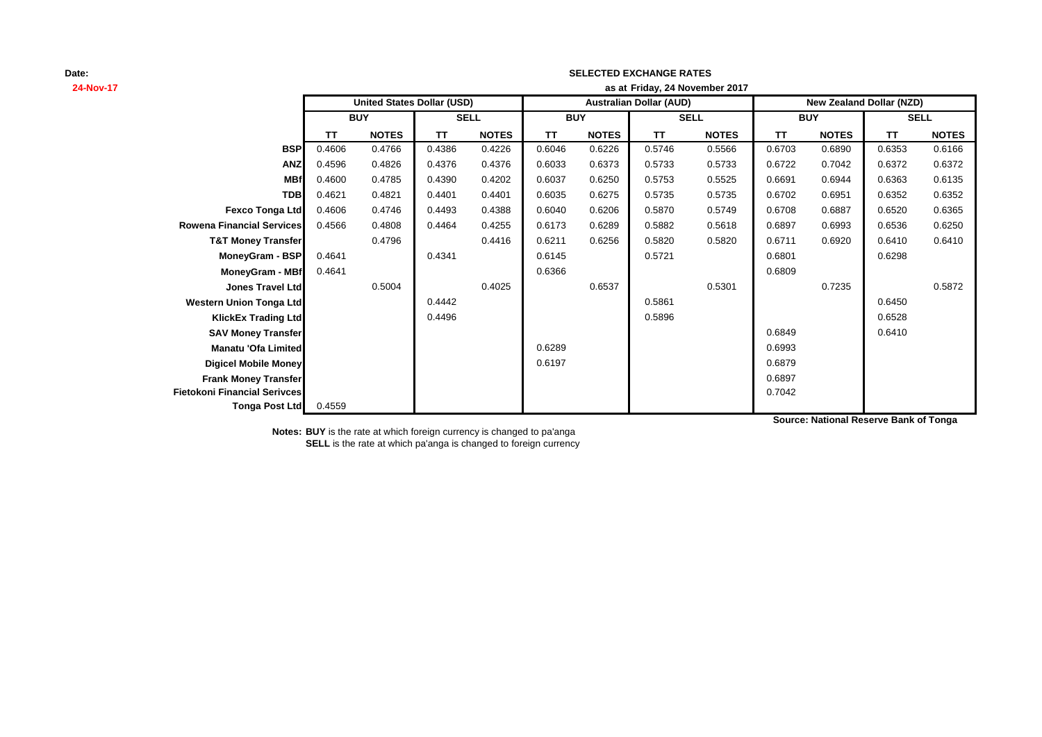**Date:**
**24-Nov-17**

**SELECTED EXCHANGE RATES**
**as at Friday, 24 November 2017**

| | United States Dollar (USD) | | | | Australian Dollar (AUD) | | | | New Zealand Dollar (NZD) | | | |
|---|---|---|---|---|---|---|---|---|---|---|---|---|
| | BUY | | SELL | | BUY | | SELL | | BUY | | SELL | |
| | TT | NOTES | TT | NOTES | TT | NOTES | TT | NOTES | TT | NOTES | TT | NOTES |
| **BSP** | 0.4606 | 0.4766 | 0.4386 | 0.4226 | 0.6046 | 0.6226 | 0.5746 | 0.5566 | 0.6703 | 0.6890 | 0.6353 | 0.6166 |
| **ANZ** | 0.4596 | 0.4826 | 0.4376 | 0.4376 | 0.6033 | 0.6373 | 0.5733 | 0.5733 | 0.6722 | 0.7042 | 0.6372 | 0.6372 |
| **MBf** | 0.4600 | 0.4785 | 0.4390 | 0.4202 | 0.6037 | 0.6250 | 0.5753 | 0.5525 | 0.6691 | 0.6944 | 0.6363 | 0.6135 |
| **TDB** | 0.4621 | 0.4821 | 0.4401 | 0.4401 | 0.6035 | 0.6275 | 0.5735 | 0.5735 | 0.6702 | 0.6951 | 0.6352 | 0.6352 |
| **Fexco Tonga Ltd** | 0.4606 | 0.4746 | 0.4493 | 0.4388 | 0.6040 | 0.6206 | 0.5870 | 0.5749 | 0.6708 | 0.6887 | 0.6520 | 0.6365 |
| **Rowena Financial Services** | 0.4566 | 0.4808 | 0.4464 | 0.4255 | 0.6173 | 0.6289 | 0.5882 | 0.5618 | 0.6897 | 0.6993 | 0.6536 | 0.6250 |
| **T&T Money Transfer** | | 0.4796 | | 0.4416 | 0.6211 | 0.6256 | 0.5820 | 0.5820 | 0.6711 | 0.6920 | 0.6410 | 0.6410 |
| **MoneyGram - BSP** | 0.4641 | | 0.4341 | | 0.6145 | | 0.5721 | | 0.6801 | | 0.6298 | |
| **MoneyGram - MBf** | 0.4641 | | | | 0.6366 | | | | 0.6809 | | | |
| **Jones Travel Ltd** | | 0.5004 | | 0.4025 | | 0.6537 | | 0.5301 | | 0.7235 | | 0.5872 |
| **Western Union Tonga Ltd** | | | 0.4442 | | | | 0.5861 | | | | 0.6450 | |
| **KlickEx Trading Ltd** | | | 0.4496 | | | | 0.5896 | | | | 0.6528 | |
| **SAV Money Transfer** | | | | | | | | | 0.6849 | | 0.6410 | |
| **Manatu 'Ofa Limited** | | | | | 0.6289 | | | | 0.6993 | | | |
| **Digicel Mobile Money** | | | | | 0.6197 | | | | 0.6879 | | | |
| **Frank Money Transfer** | | | | | | | | | 0.6897 | | | |
| **Fietokoni Financial Serivces** | | | | | | | | | 0.7042 | | | |
| **Tonga Post Ltd** | 0.4559 | | | | | | | | | | | |

**Source: National Reserve Bank of Tonga**

**Notes: BUY** is the rate at which foreign currency is changed to pa'anga
**SELL** is the rate at which pa'anga is changed to foreign currency